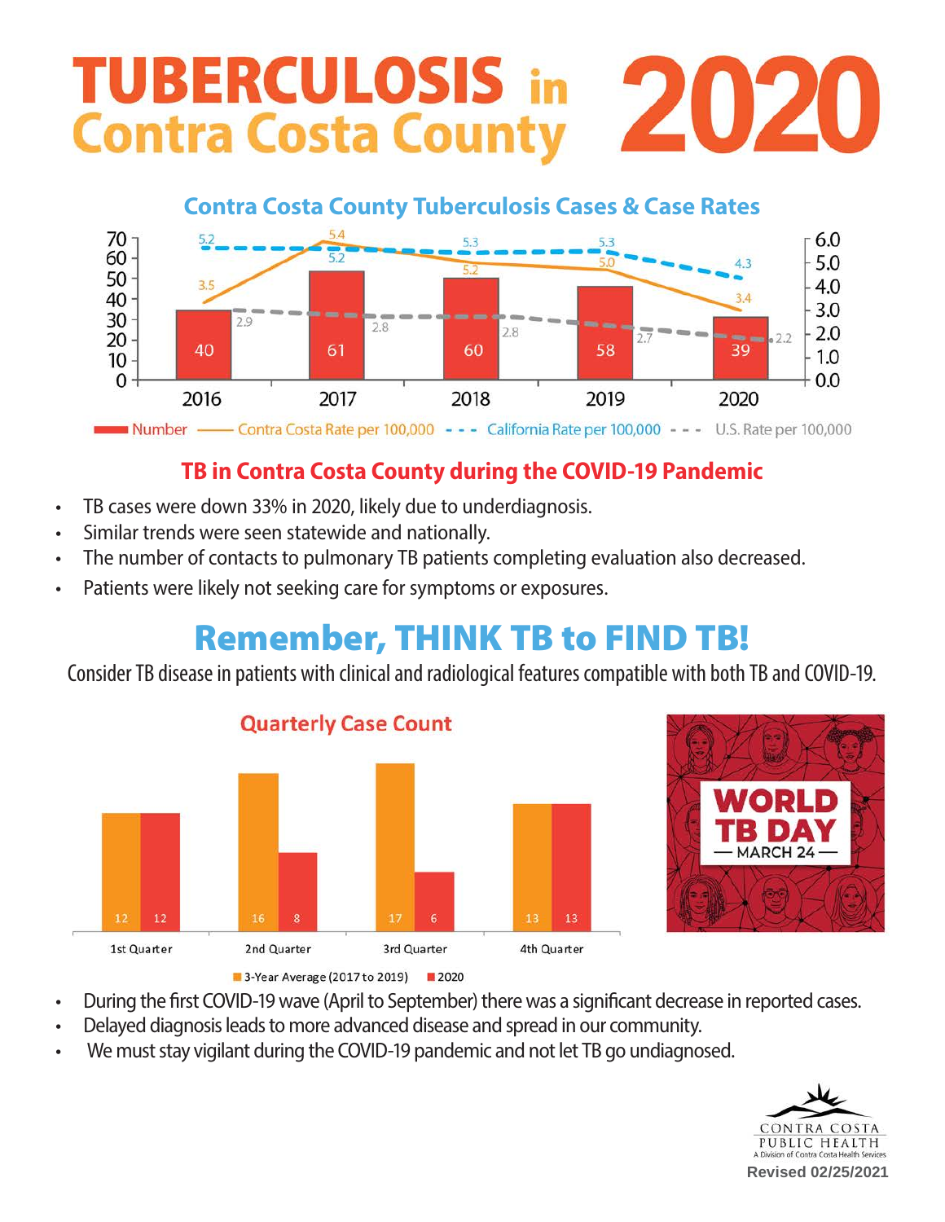# TUBERCULOSIS in Contra Costa County 2020

## Contra Costa County Tuberculosis Cases & Case Rates

| | 2016 | 2017 | 2018 | 2019 | 2020 |
|---|---|---|---|---|---|
| Number | 40 | 61 | 60 | 58 | 39 |
| Contra Costa Rate per 100,000 | 3.5 | 5.4 | 5.2 | 5.0 | 3.4 |
| California Rate per 100,000 | 5.2 | 5.2 | 5.3 | 5.3 | 4.3 |
| U.S. Rate per 100,000 | 2.9 | 2.8 | 2.8 | 2.7 | 2.2 |

## TB in Contra Costa County during the COVID-19 Pandemic

- TB cases were down 33% in 2020, likely due to underdiagnosis.
- Similar trends were seen statewide and nationally.
- The number of contacts to pulmonary TB patients completing evaluation also decreased.
- Patients were likely not seeking care for symptoms or exposures.

## Remember, THINK TB to FIND TB!

Consider TB disease in patients with clinical and radiological features compatible with both TB and COVID-19.

### Quarterly Case Count

| | 1st Quarter | 2nd Quarter | 3rd Quarter | 4th Quarter |
|---|---|---|---|---|
| 3-Year Average (2017 to 2019) | 12 | 16 | 17 | 13 |
| 2020 | 12 | 8 | 6 | 13 |

WORLD TB DAY — MARCH 24 —

- During the first COVID-19 wave (April to September) there was a significant decrease in reported cases.
- Delayed diagnosis leads to more advanced disease and spread in our community.
- We must stay vigilant during the COVID-19 pandemic and not let TB go undiagnosed.

CONTRA COSTA PUBLIC HEALTH
A Division of Contra Costa Health Services

Revised 02/25/2021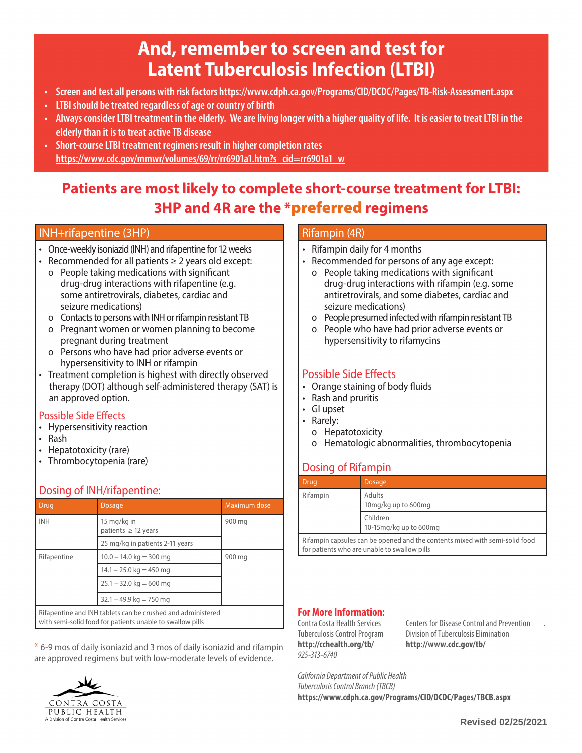# And, remember to screen and test for Latent Tuberculosis Infection (LTBI)

- **Screen and test all persons with risk factors https://www.cdph.ca.gov/Programs/CID/DCDC/Pages/TB-Risk-Assessment.aspx**
- **LTBI should be treated regardless of age or country of birth**
- **Always consider LTBI treatment in the elderly. We are living longer with a higher quality of life. It is easier to treat LTBI in the elderly than it is to treat active TB disease**
- **Short-course LTBI treatment regimens result in higher completion rates https://www.cdc.gov/mmwr/volumes/69/rr/rr6901a1.htm?s_cid=rr6901a1_w**

## Patients are most likely to complete short-course treatment for LTBI: 3HP and 4R are the *preferred regimens

### INH+rifapentine (3HP)

- Once-weekly isoniazid (INH) and rifapentine for 12 weeks
- Recommended for all patients ≥ 2 years old except:
  - People taking medications with significant drug-drug interactions with rifapentine (e.g. some antiretrovirals, diabetes, cardiac and seizure medications)
  - Contacts to persons with INH or rifampin resistant TB
  - Pregnant women or women planning to become pregnant during treatment
  - Persons who have had prior adverse events or hypersensitivity to INH or rifampin
- Treatment completion is highest with directly observed therapy (DOT) although self-administered therapy (SAT) is an approved option.

#### Possible Side Effects

- Hypersensitivity reaction
- Rash
- Hepatotoxicity (rare)
- Thrombocytopenia (rare)

#### Dosing of INH/rifapentine:

| Drug | Dosage | Maximum dose |
|---|---|---|
| INH | 15 mg/kg in patients ≥ 12 years | 900 mg |
| | 25 mg/kg in patients 2-11 years | |
| Rifapentine | 10.0 – 14.0 kg = 300 mg | 900 mg |
| | 14.1 – 25.0 kg = 450 mg | |
| | 25.1 – 32.0 kg = 600 mg | |
| | 32.1 – 49.9 kg = 750 mg | |

Rifapentine and INH tablets can be crushed and administered with semi-solid food for patients unable to swallow pills

\* 6-9 mos of daily isoniazid and 3 mos of daily isoniazid and rifampin are approved regimens but with low-moderate levels of evidence.

### Rifampin (4R)

- Rifampin daily for 4 months
- Recommended for persons of any age except:
  - People taking medications with significant drug-drug interactions with rifampin (e.g. some antiretrovirals, and some diabetes, cardiac and seizure medications)
  - People presumed infected with rifampin resistant TB
  - People who have had prior adverse events or hypersensitivity to rifamycins

#### Possible Side Effects

- Orange staining of body fluids
- Rash and pruritis
- GI upset
- Rarely:
  - Hepatotoxicity
  - Hematologic abnormalities, thrombocytopenia

#### Dosing of Rifampin

| Drug | Dosage |
|---|---|
| Rifampin | Adults<br>10mg/kg up to 600mg |
| | Children<br>10-15mg/kg up to 600mg |

Rifampin capsules can be opened and the contents mixed with semi-solid food for patients who are unable to swallow pills

**For More Information:**

Contra Costa Health Services
Tuberculosis Control Program
**http://cchealth.org/tb/**
*925-313-6740*

Centers for Disease Control and Prevention
Division of Tuberculosis Elimination
**http://www.cdc.gov/tb/**

*California Department of Public Health*
*Tuberculosis Control Branch (TBCB)*
**https://www.cdph.ca.gov/Programs/CID/DCDC/Pages/TBCB.aspx**

CONTRA COSTA PUBLIC HEALTH
A Division of Contra Costa Health Services

Revised 02/25/2021